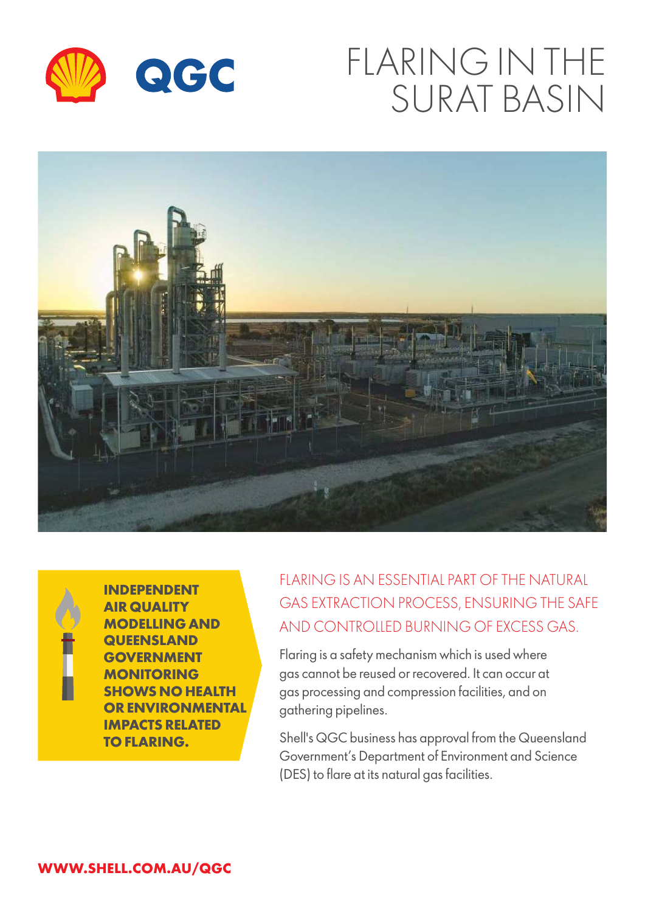# FLARING IN THE SURAT BASIN

**INDEPENDENT AIR QUALITY MODELLING AND QUEENSLAND GOVERNMENT MONITORING SHOWS NO HEALTH OR ENVIRONMENTAL IMPACTS RELATED TO FLARING.**

## FLARING IS AN ESSENTIAL PART OF THE NATURAL GAS EXTRACTION PROCESS, ENSURING THE SAFE AND CONTROLLED BURNING OF EXCESS GAS.

Flaring is a safety mechanism which is used where gas cannot be reused or recovered. It can occur at gas processing and compression facilities, and on gathering pipelines.

Shell's QGC business has approval from the Queensland Government's Department of Environment and Science (DES) to flare at its natural gas facilities.

**WWW.SHELL.COM.AU/QGC**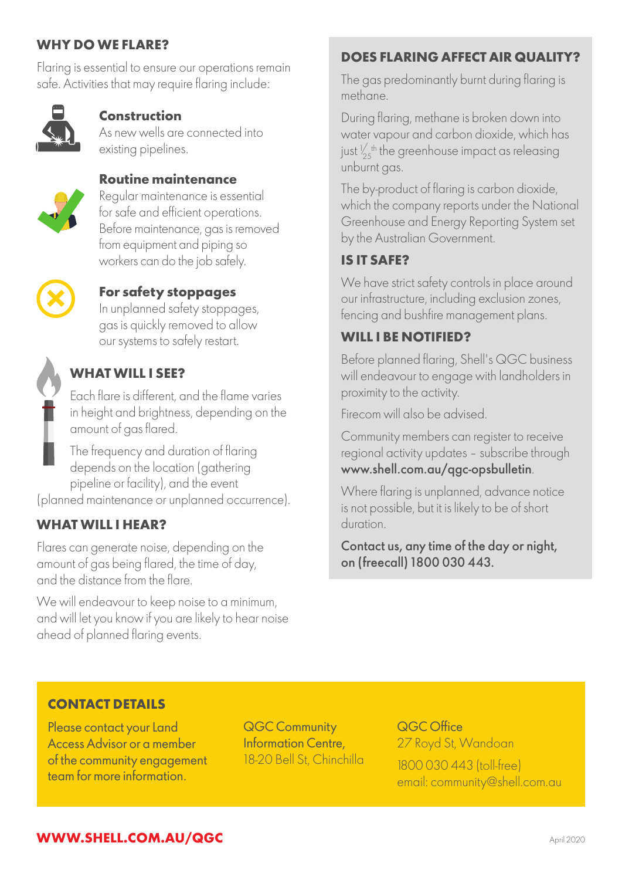## WHY DO WE FLARE?

Flaring is essential to ensure our operations remain safe. Activities that may require flaring include:

### Construction

As new wells are connected into existing pipelines.

### Routine maintenance

Regular maintenance is essential for safe and efficient operations. Before maintenance, gas is removed from equipment and piping so workers can do the job safely.

### For safety stoppages

In unplanned safety stoppages, gas is quickly removed to allow our systems to safely restart.

## WHAT WILL I SEE?

Each flare is different, and the flame varies in height and brightness, depending on the amount of gas flared.

The frequency and duration of flaring depends on the location (gathering pipeline or facility), and the event (planned maintenance or unplanned occurrence).

## WHAT WILL I HEAR?

Flares can generate noise, depending on the amount of gas being flared, the time of day, and the distance from the flare.

We will endeavour to keep noise to a minimum, and will let you know if you are likely to hear noise ahead of planned flaring events.

## DOES FLARING AFFECT AIR QUALITY?

The gas predominantly burnt during flaring is methane.

During flaring, methane is broken down into water vapour and carbon dioxide, which has just $\frac{1}{25}$th the greenhouse impact as releasing unburnt gas.

The by-product of flaring is carbon dioxide, which the company reports under the National Greenhouse and Energy Reporting System set by the Australian Government.

## IS IT SAFE?

We have strict safety controls in place around our infrastructure, including exclusion zones, fencing and bushfire management plans.

## WILL I BE NOTIFIED?

Before planned flaring, Shell's QGC business will endeavour to engage with landholders in proximity to the activity.

Firecom will also be advised.

Community members can register to receive regional activity updates – subscribe through **www.shell.com.au/qgc-opsbulletin**.

Where flaring is unplanned, advance notice is not possible, but it is likely to be of short duration.

**Contact us, any time of the day or night, on (freecall) 1800 030 443.**

## CONTACT DETAILS

Please contact your Land Access Advisor or a member of the community engagement team for more information.

QGC Community Information Centre,
18-20 Bell St, Chinchilla

QGC Office
27 Royd St, Wandoan

1800 030 443 (toll-free)
email: community@shell.com.au

**WWW.SHELL.COM.AU/QGC**

April 2020